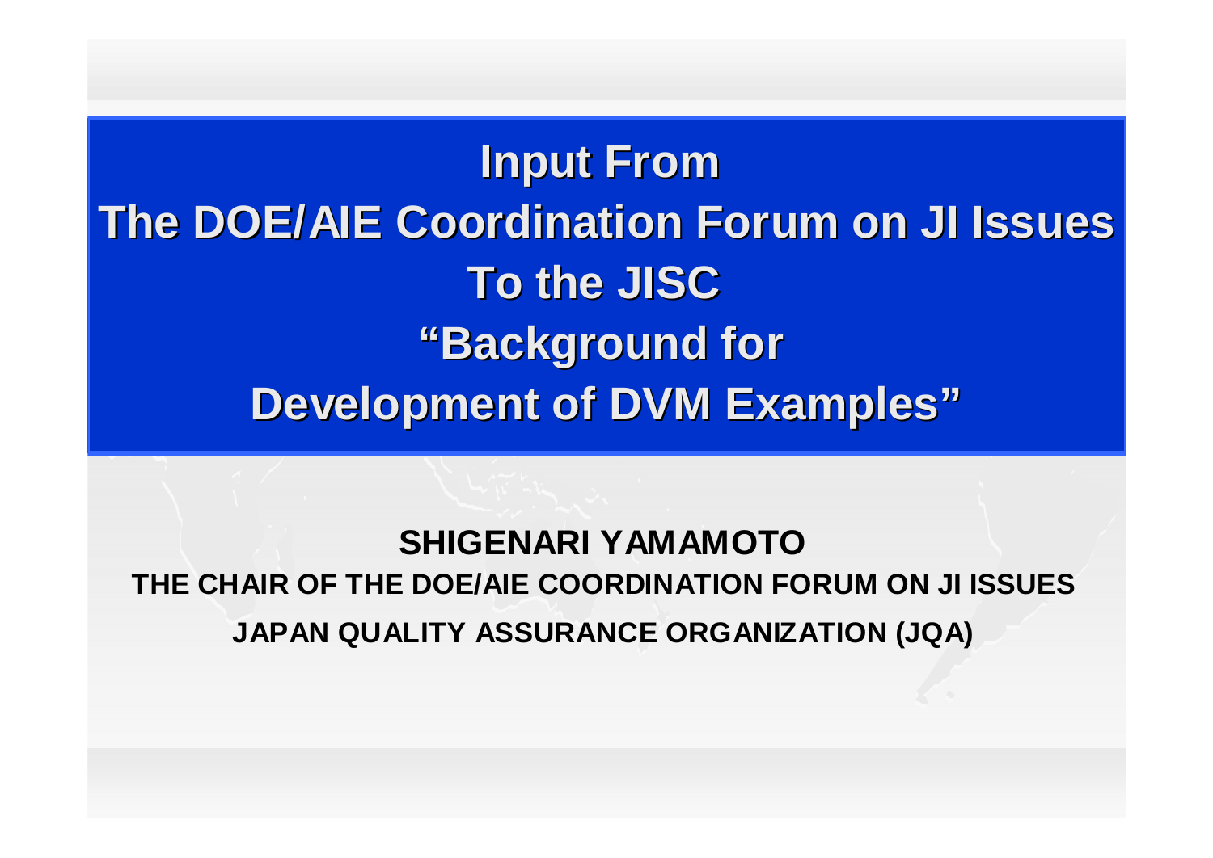# Input From The DOE/AIE Coordination Forum on JI Issues To the JISC "Background for Development of DVM Examples"

**SHIGENARI YAMAMOTO**

**THE CHAIR OF THE DOE/AIE COORDINATION FORUM ON JI ISSUES**

**JAPAN QUALITY ASSURANCE ORGANIZATION (JQA)**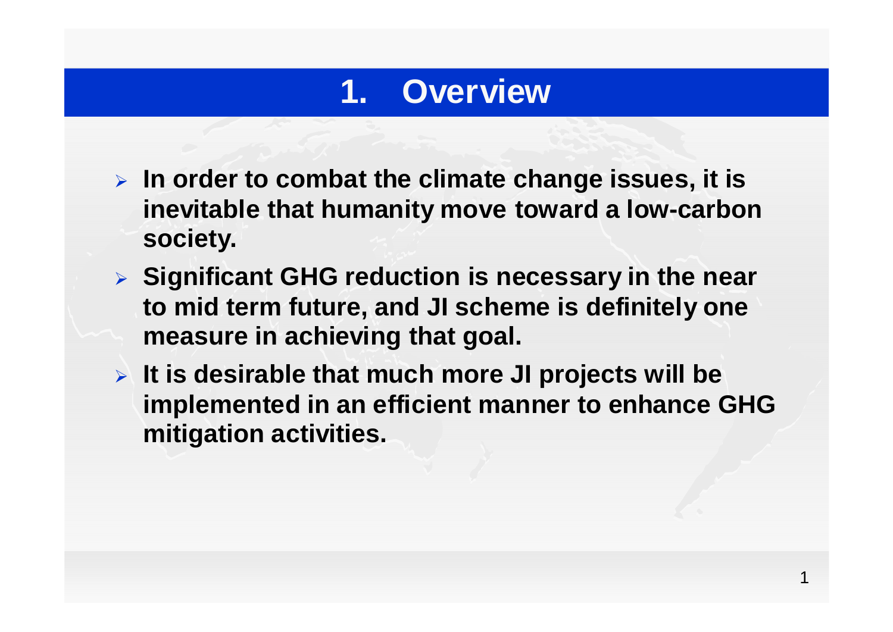# 1. Overview

- **In order to combat the climate change issues, it is inevitable that humanity move toward a low-carbon society.**
- **Significant GHG reduction is necessary in the near to mid term future, and JI scheme is definitely one measure in achieving that goal.**
- **It is desirable that much more JI projects will be implemented in an efficient manner to enhance GHG mitigation activities.**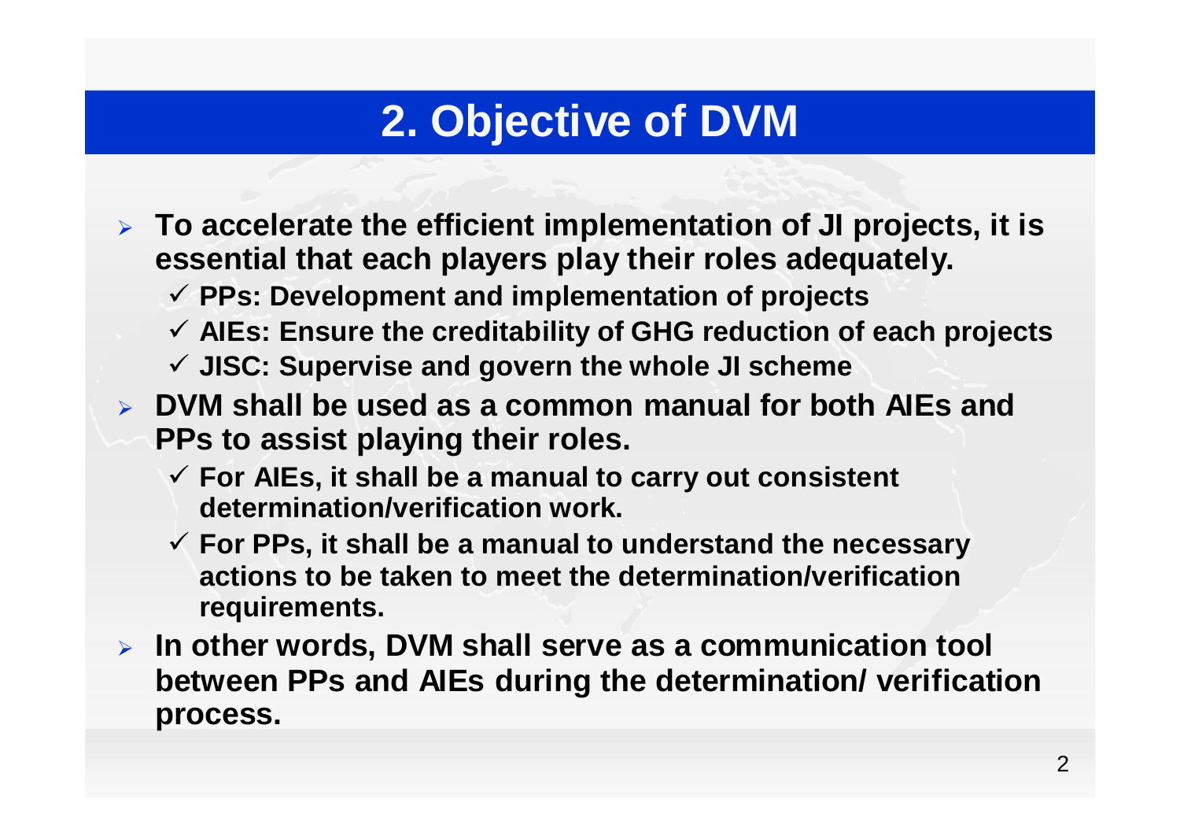# 2. Objective of DVM

- **To accelerate the efficient implementation of JI projects, it is essential that each players play their roles adequately.**
  - ✓ **PPs: Development and implementation of projects**
  - ✓ **AIEs: Ensure the creditability of GHG reduction of each projects**
  - ✓ **JISC: Supervise and govern the whole JI scheme**
- **DVM shall be used as a common manual for both AIEs and PPs to assist playing their roles.**
  - ✓ **For AIEs, it shall be a manual to carry out consistent determination/verification work.**
  - ✓ **For PPs, it shall be a manual to understand the necessary actions to be taken to meet the determination/verification requirements.**
- **In other words, DVM shall serve as a communication tool between PPs and AIEs during the determination/ verification process.**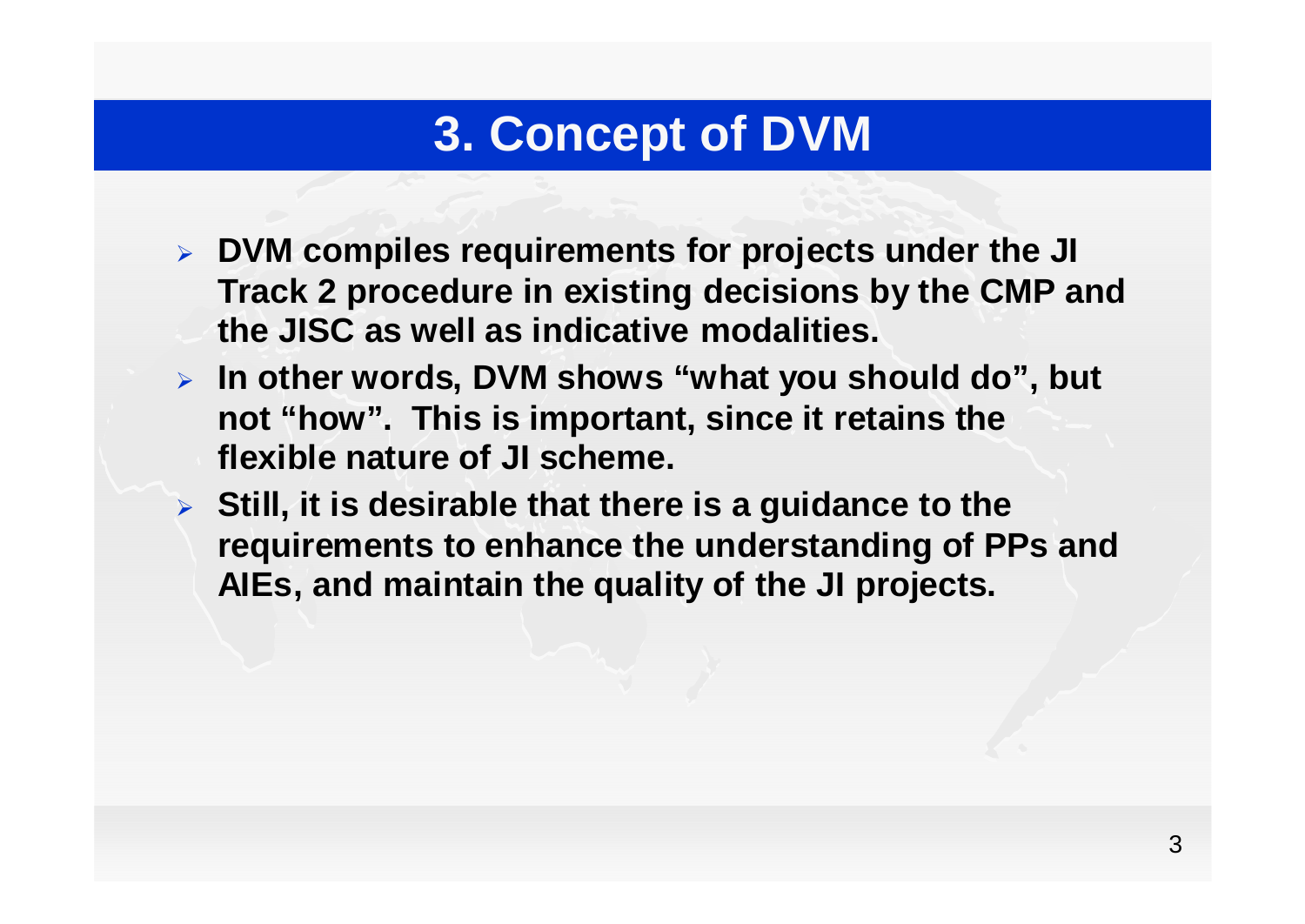# 3. Concept of DVM

- **DVM compiles requirements for projects under the JI Track 2 procedure in existing decisions by the CMP and the JISC as well as indicative modalities.**
- **In other words, DVM shows "what you should do", but not "how". This is important, since it retains the flexible nature of JI scheme.**
- **Still, it is desirable that there is a guidance to the requirements to enhance the understanding of PPs and AIEs, and maintain the quality of the JI projects.**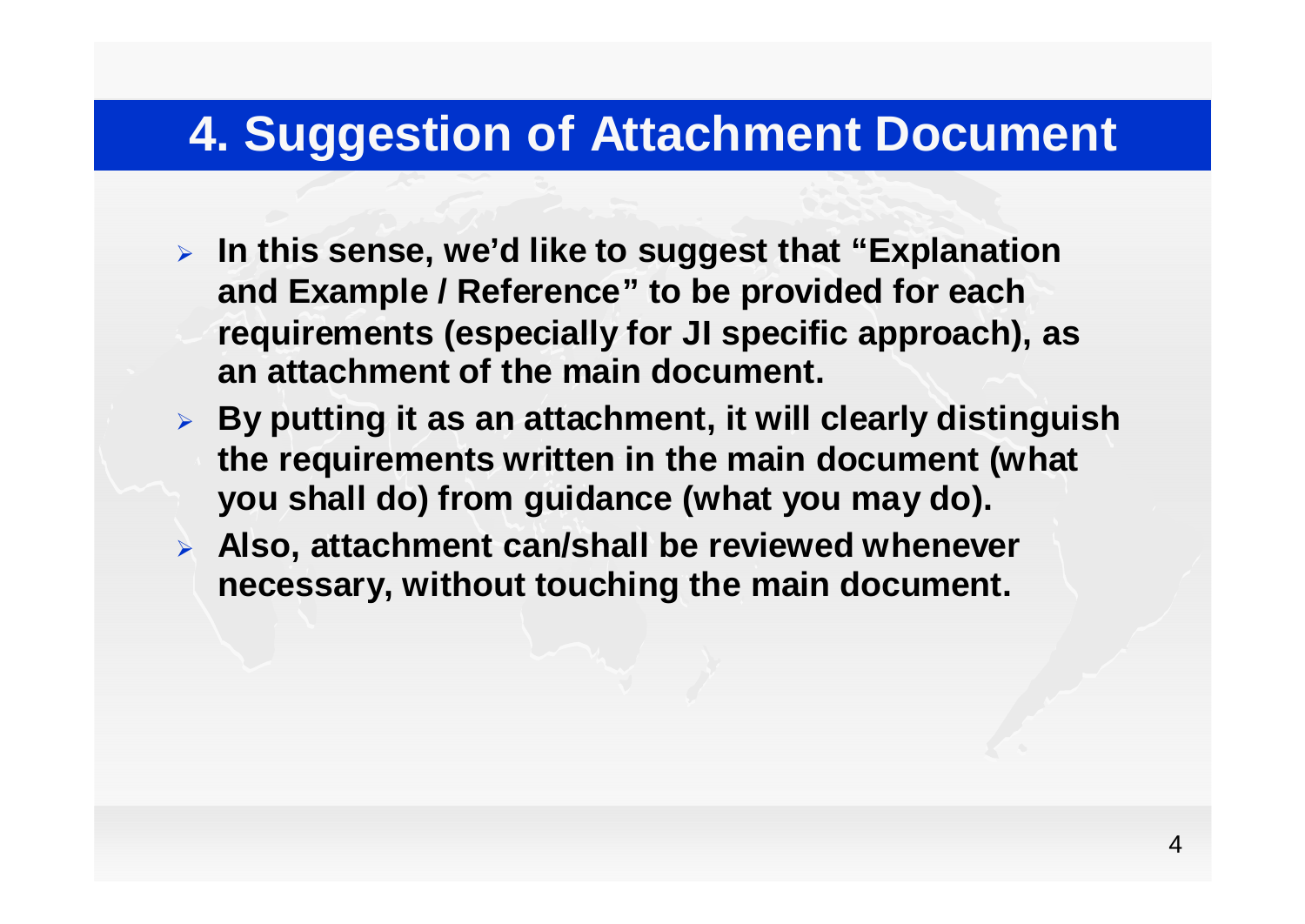# 4. Suggestion of Attachment Document

- **In this sense, we'd like to suggest that "Explanation and Example / Reference" to be provided for each requirements (especially for JI specific approach), as an attachment of the main document.**
- **By putting it as an attachment, it will clearly distinguish the requirements written in the main document (what you shall do) from guidance (what you may do).**
- **Also, attachment can/shall be reviewed whenever necessary, without touching the main document.**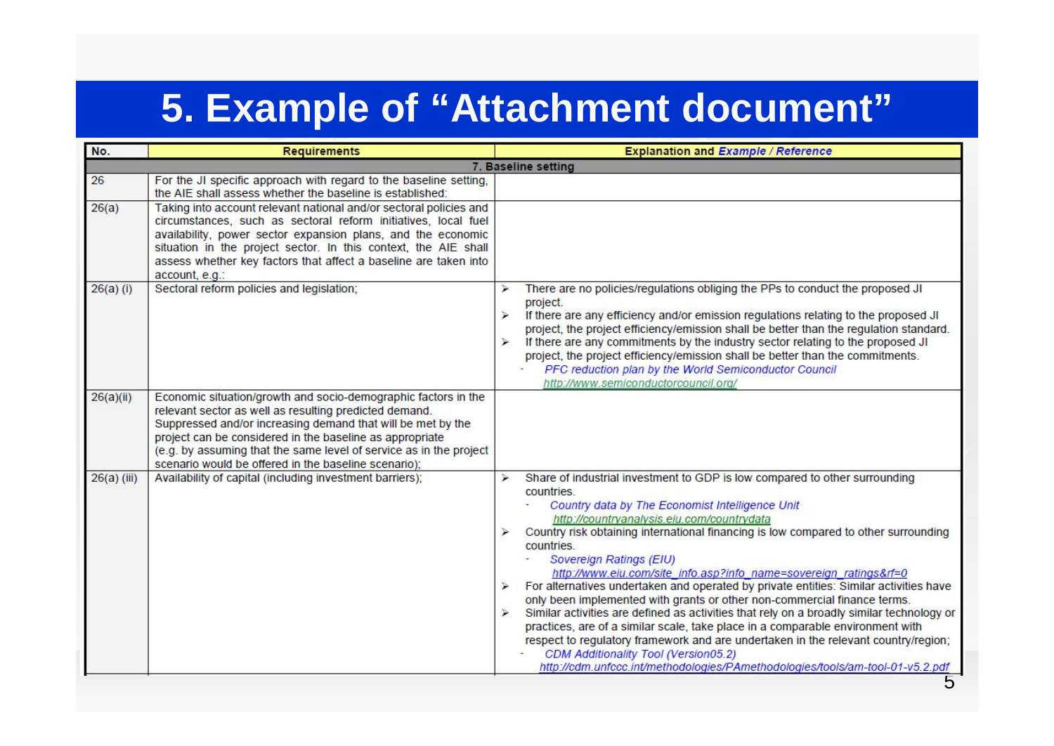# 5. Example of "Attachment document"

| No. | Requirements | Explanation and *Example / Reference* |
|---|---|---|
| | **7. Baseline setting** | |
| 26 | For the JI specific approach with regard to the baseline setting, the AIE shall assess whether the baseline is established: | |
| 26(a) | Taking into account relevant national and/or sectoral policies and circumstances, such as sectoral reform initiatives, local fuel availability, power sector expansion plans, and the economic situation in the project sector. In this context, the AIE shall assess whether key factors that affect a baseline are taken into account, e.g.: | |
| 26(a) (i) | Sectoral reform policies and legislation; | ➢ There are no policies/regulations obliging the PPs to conduct the proposed JI project.<br>➢ If there are any efficiency and/or emission regulations relating to the proposed JI project, the project efficiency/emission shall be better than the regulation standard.<br>➢ If there are any commitments by the industry sector relating to the proposed JI project, the project efficiency/emission shall be better than the commitments.<br>- *PFC reduction plan by the World Semiconductor Council* http://www.semiconductorcouncil.org/ |
| 26(a)(ii) | Economic situation/growth and socio-demographic factors in the relevant sector as well as resulting predicted demand. Suppressed and/or increasing demand that will be met by the project can be considered in the baseline as appropriate (e.g. by assuming that the same level of service as in the project scenario would be offered in the baseline scenario); | |
| 26(a) (iii) | Availability of capital (including investment barriers); | ➢ Share of industrial investment to GDP is low compared to other surrounding countries.<br>- *Country data by The Economist Intelligence Unit* http://countryanalysis.eiu.com/countrydata<br>➢ Country risk obtaining international financing is low compared to other surrounding countries.<br>- *Sovereign Ratings (EIU)* http://www.eiu.com/site_info.asp?info_name=sovereign_ratings&rf=0<br>➢ For alternatives undertaken and operated by private entities: Similar activities have only been implemented with grants or other non-commercial finance terms.<br>➢ Similar activities are defined as activities that rely on a broadly similar technology or practices, are of a similar scale, take place in a comparable environment with respect to regulatory framework and are undertaken in the relevant country/region;<br>- *CDM Additionality Tool (Version05.2)* http://cdm.unfccc.int/methodologies/PAmethodologies/tools/am-tool-01-v5.2.pdf |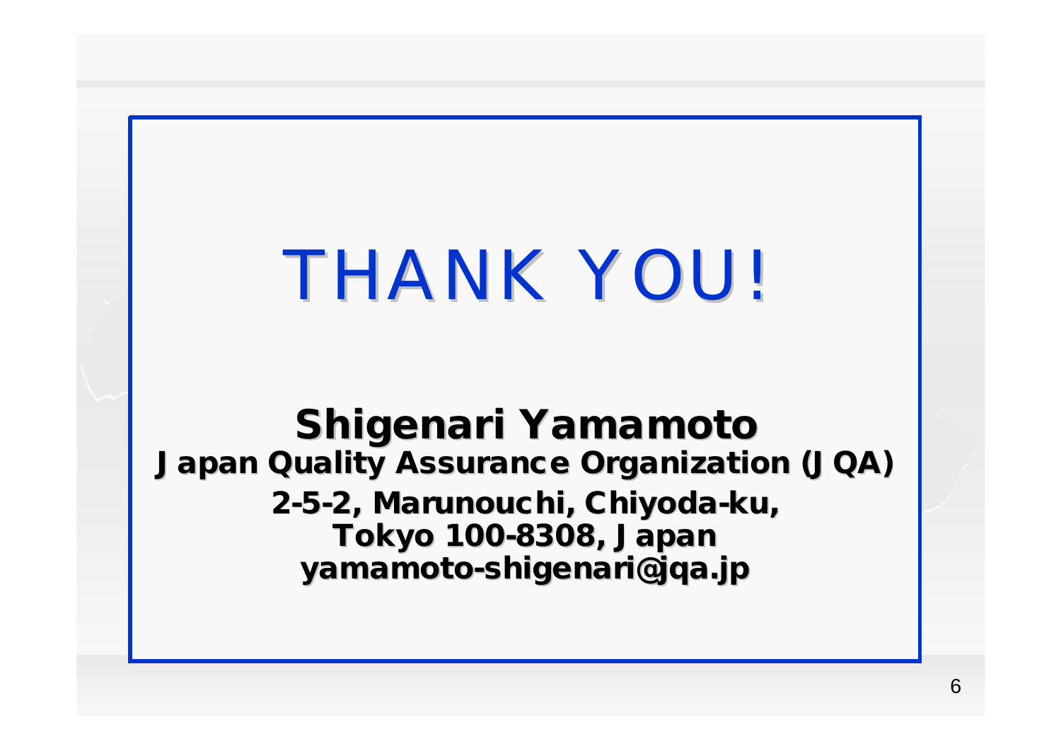# THANK YOU!

**Shigenari Yamamoto**
**Japan Quality Assurance Organization (JQA)**
**2-5-2, Marunouchi, Chiyoda-ku,**
**Tokyo 100-8308, Japan**
**yamamoto-shigenari@jqa.jp**